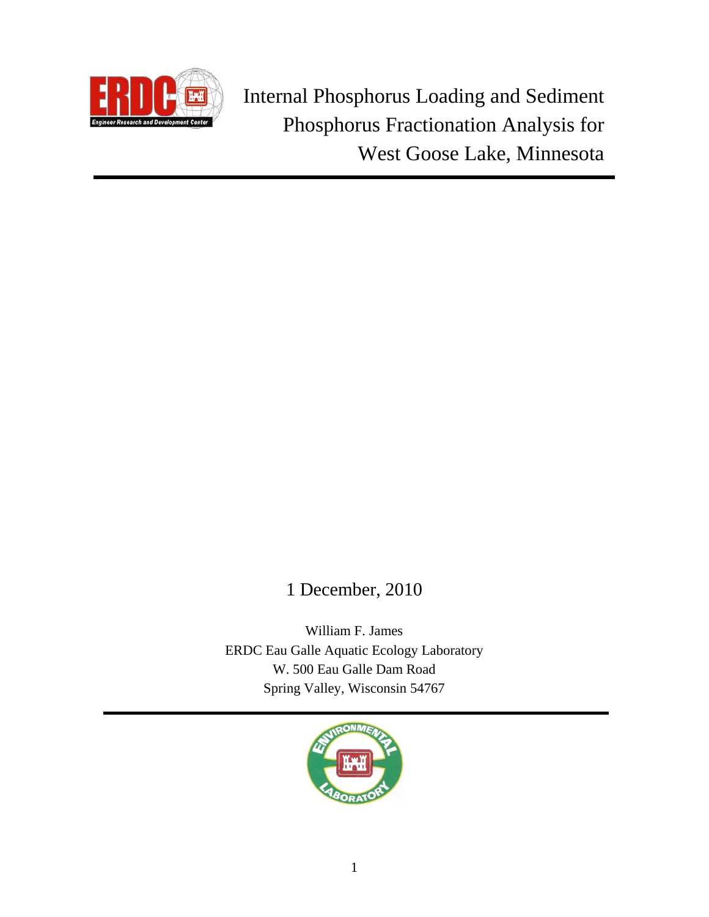# Internal Phosphorus Loading and Sediment Phosphorus Fractionation Analysis for West Goose Lake, Minnesota

1 December, 2010

William F. James
ERDC Eau Galle Aquatic Ecology Laboratory
W. 500 Eau Galle Dam Road
Spring Valley, Wisconsin 54767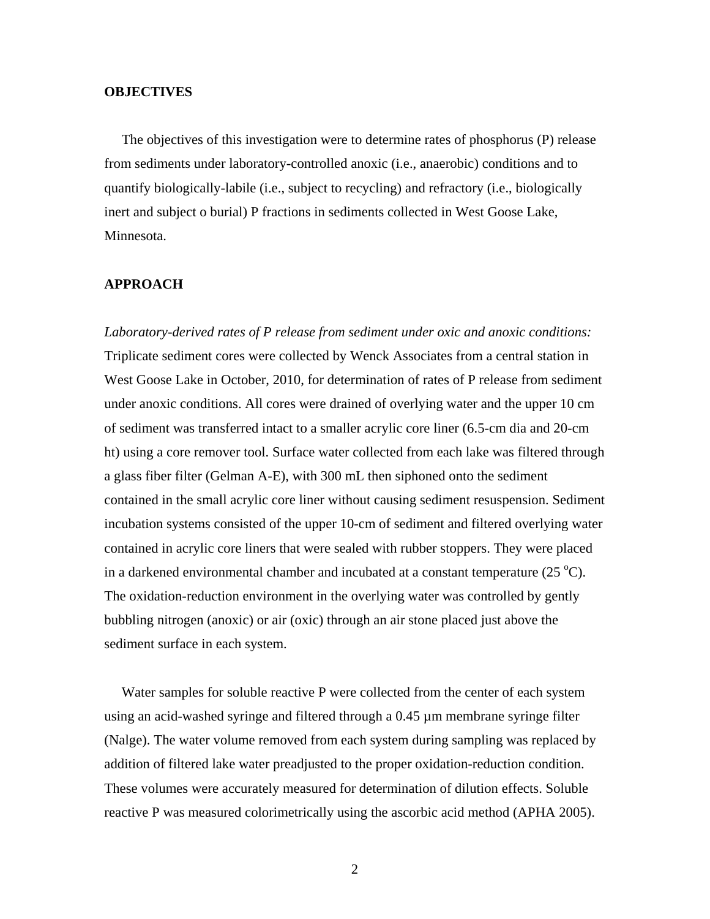**OBJECTIVES**

The objectives of this investigation were to determine rates of phosphorus (P) release from sediments under laboratory-controlled anoxic (i.e., anaerobic) conditions and to quantify biologically-labile (i.e., subject to recycling) and refractory (i.e., biologically inert and subject o burial) P fractions in sediments collected in West Goose Lake, Minnesota.

**APPROACH**

*Laboratory-derived rates of P release from sediment under oxic and anoxic conditions:* Triplicate sediment cores were collected by Wenck Associates from a central station in West Goose Lake in October, 2010, for determination of rates of P release from sediment under anoxic conditions. All cores were drained of overlying water and the upper 10 cm of sediment was transferred intact to a smaller acrylic core liner (6.5-cm dia and 20-cm ht) using a core remover tool. Surface water collected from each lake was filtered through a glass fiber filter (Gelman A-E), with 300 mL then siphoned onto the sediment contained in the small acrylic core liner without causing sediment resuspension. Sediment incubation systems consisted of the upper 10-cm of sediment and filtered overlying water contained in acrylic core liners that were sealed with rubber stoppers. They were placed in a darkened environmental chamber and incubated at a constant temperature (25 $^{o}$C). The oxidation-reduction environment in the overlying water was controlled by gently bubbling nitrogen (anoxic) or air (oxic) through an air stone placed just above the sediment surface in each system.

Water samples for soluble reactive P were collected from the center of each system using an acid-washed syringe and filtered through a 0.45 µm membrane syringe filter (Nalge). The water volume removed from each system during sampling was replaced by addition of filtered lake water preadjusted to the proper oxidation-reduction condition. These volumes were accurately measured for determination of dilution effects. Soluble reactive P was measured colorimetrically using the ascorbic acid method (APHA 2005).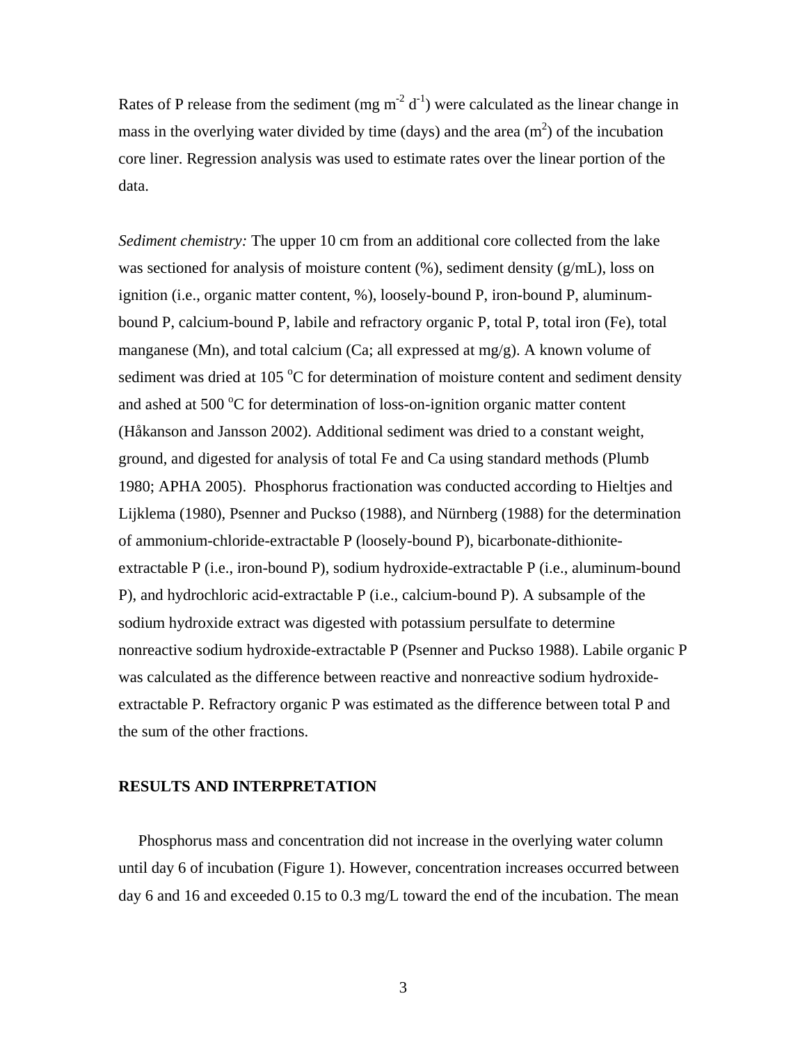Rates of P release from the sediment (mg $m^{-2}$ $d^{-1}$) were calculated as the linear change in mass in the overlying water divided by time (days) and the area ($m^2$) of the incubation core liner. Regression analysis was used to estimate rates over the linear portion of the data.

*Sediment chemistry:* The upper 10 cm from an additional core collected from the lake was sectioned for analysis of moisture content (%), sediment density (g/mL), loss on ignition (i.e., organic matter content, %), loosely-bound P, iron-bound P, aluminum-bound P, calcium-bound P, labile and refractory organic P, total P, total iron (Fe), total manganese (Mn), and total calcium (Ca; all expressed at mg/g). A known volume of sediment was dried at 105 $^{o}$C for determination of moisture content and sediment density and ashed at 500 $^{o}$C for determination of loss-on-ignition organic matter content (Håkanson and Jansson 2002). Additional sediment was dried to a constant weight, ground, and digested for analysis of total Fe and Ca using standard methods (Plumb 1980; APHA 2005). Phosphorus fractionation was conducted according to Hieltjes and Lijklema (1980), Psenner and Puckso (1988), and Nürnberg (1988) for the determination of ammonium-chloride-extractable P (loosely-bound P), bicarbonate-dithionite-extractable P (i.e., iron-bound P), sodium hydroxide-extractable P (i.e., aluminum-bound P), and hydrochloric acid-extractable P (i.e., calcium-bound P). A subsample of the sodium hydroxide extract was digested with potassium persulfate to determine nonreactive sodium hydroxide-extractable P (Psenner and Puckso 1988). Labile organic P was calculated as the difference between reactive and nonreactive sodium hydroxide-extractable P. Refractory organic P was estimated as the difference between total P and the sum of the other fractions.

## RESULTS AND INTERPRETATION

Phosphorus mass and concentration did not increase in the overlying water column until day 6 of incubation (Figure 1). However, concentration increases occurred between day 6 and 16 and exceeded 0.15 to 0.3 mg/L toward the end of the incubation. The mean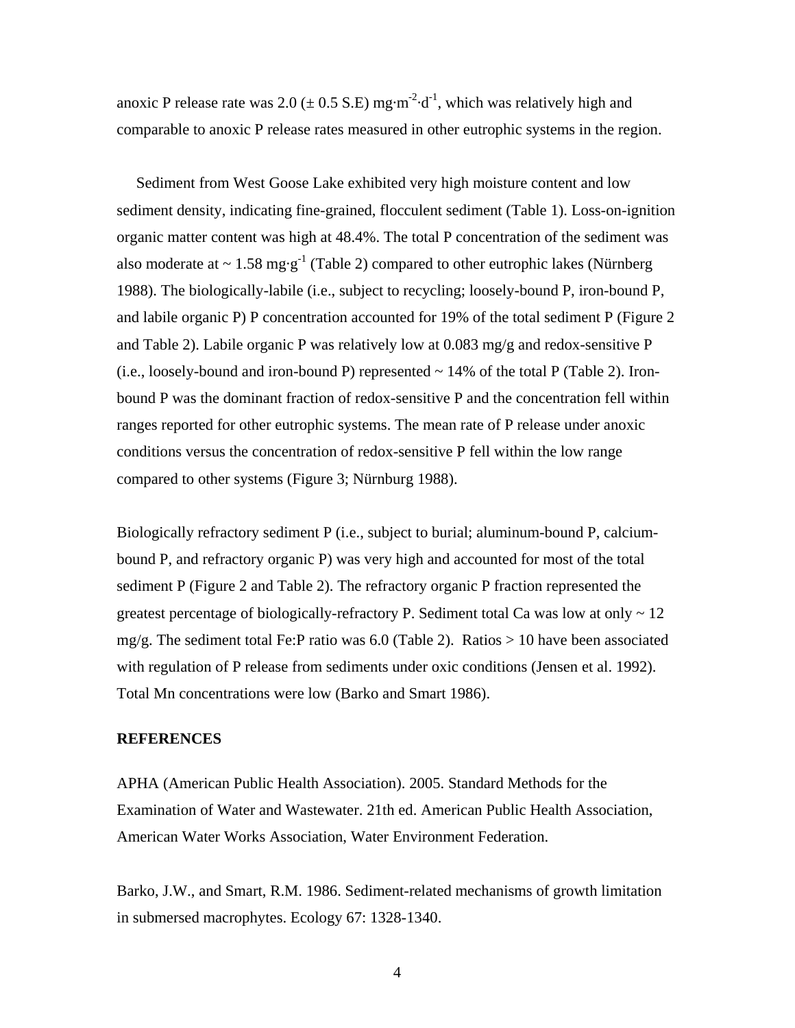anoxic P release rate was 2.0 (± 0.5 S.E) $mg \cdot m^{-2} \cdot d^{-1}$, which was relatively high and comparable to anoxic P release rates measured in other eutrophic systems in the region.

Sediment from West Goose Lake exhibited very high moisture content and low sediment density, indicating fine-grained, flocculent sediment (Table 1). Loss-on-ignition organic matter content was high at 48.4%. The total P concentration of the sediment was also moderate at ~ 1.58 $mg \cdot g^{-1}$ (Table 2) compared to other eutrophic lakes (Nürnberg 1988). The biologically-labile (i.e., subject to recycling; loosely-bound P, iron-bound P, and labile organic P) P concentration accounted for 19% of the total sediment P (Figure 2 and Table 2). Labile organic P was relatively low at 0.083 mg/g and redox-sensitive P (i.e., loosely-bound and iron-bound P) represented ~ 14% of the total P (Table 2). Iron-bound P was the dominant fraction of redox-sensitive P and the concentration fell within ranges reported for other eutrophic systems. The mean rate of P release under anoxic conditions versus the concentration of redox-sensitive P fell within the low range compared to other systems (Figure 3; Nürnburg 1988).

Biologically refractory sediment P (i.e., subject to burial; aluminum-bound P, calcium-bound P, and refractory organic P) was very high and accounted for most of the total sediment P (Figure 2 and Table 2). The refractory organic P fraction represented the greatest percentage of biologically-refractory P. Sediment total Ca was low at only ~ 12 mg/g. The sediment total Fe:P ratio was 6.0 (Table 2). Ratios > 10 have been associated with regulation of P release from sediments under oxic conditions (Jensen et al. 1992). Total Mn concentrations were low (Barko and Smart 1986).

## REFERENCES

APHA (American Public Health Association). 2005. Standard Methods for the Examination of Water and Wastewater. 21th ed. American Public Health Association, American Water Works Association, Water Environment Federation.

Barko, J.W., and Smart, R.M. 1986. Sediment-related mechanisms of growth limitation in submersed macrophytes. Ecology 67: 1328-1340.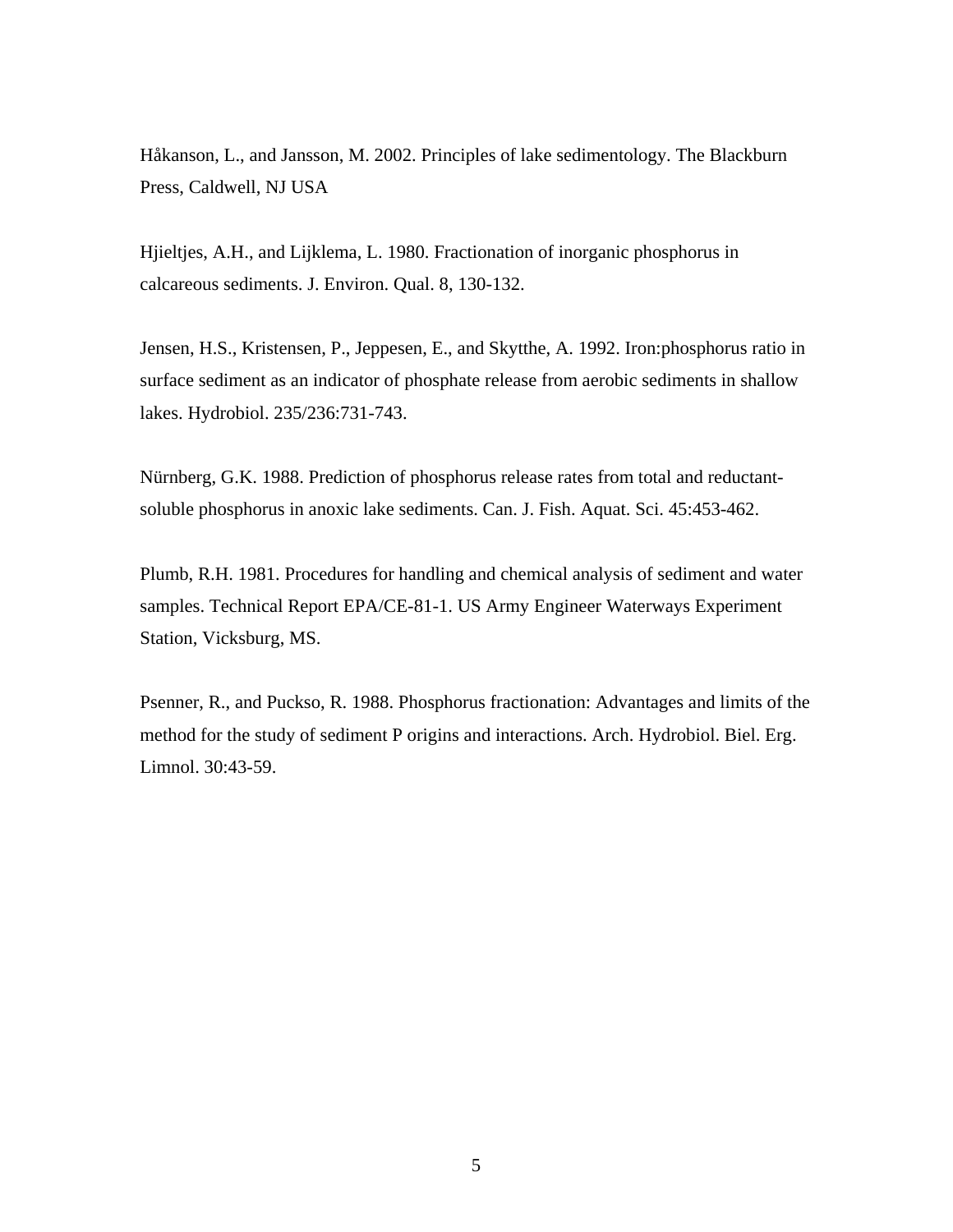Håkanson, L., and Jansson, M. 2002. Principles of lake sedimentology. The Blackburn Press, Caldwell, NJ USA

Hjieltjes, A.H., and Lijklema, L. 1980. Fractionation of inorganic phosphorus in calcareous sediments. J. Environ. Qual. 8, 130-132.

Jensen, H.S., Kristensen, P., Jeppesen, E., and Skytthe, A. 1992. Iron:phosphorus ratio in surface sediment as an indicator of phosphate release from aerobic sediments in shallow lakes. Hydrobiol. 235/236:731-743.

Nürnberg, G.K. 1988. Prediction of phosphorus release rates from total and reductant-soluble phosphorus in anoxic lake sediments. Can. J. Fish. Aquat. Sci. 45:453-462.

Plumb, R.H. 1981. Procedures for handling and chemical analysis of sediment and water samples. Technical Report EPA/CE-81-1. US Army Engineer Waterways Experiment Station, Vicksburg, MS.

Psenner, R., and Puckso, R. 1988. Phosphorus fractionation: Advantages and limits of the method for the study of sediment P origins and interactions. Arch. Hydrobiol. Biel. Erg. Limnol. 30:43-59.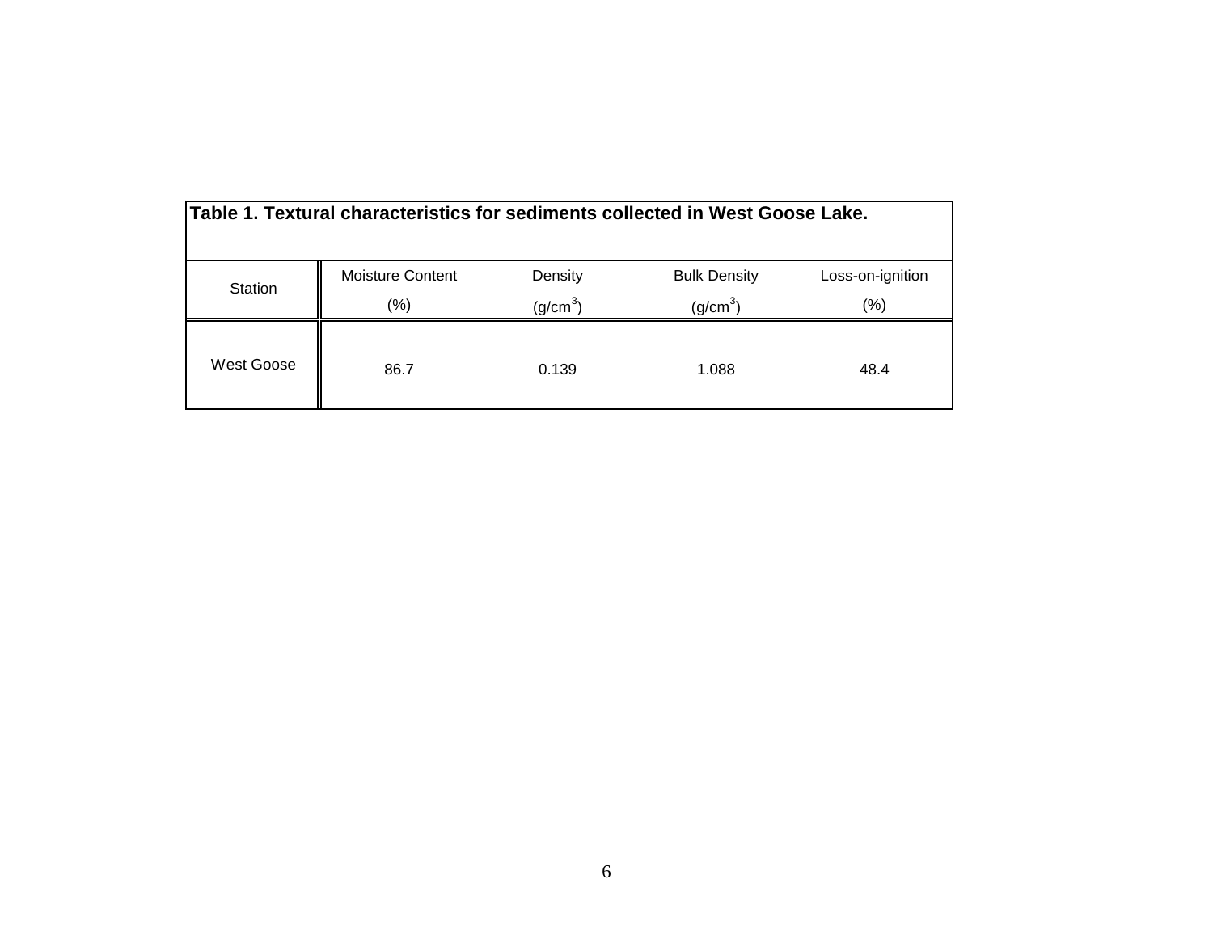**Table 1. Textural characteristics for sediments collected in West Goose Lake.**

| Station | Moisture Content (%) | Density ($g/cm^3$) | Bulk Density ($g/cm^3$) | Loss-on-ignition (%) |
|---|---|---|---|---|
| West Goose | 86.7 | 0.139 | 1.088 | 48.4 |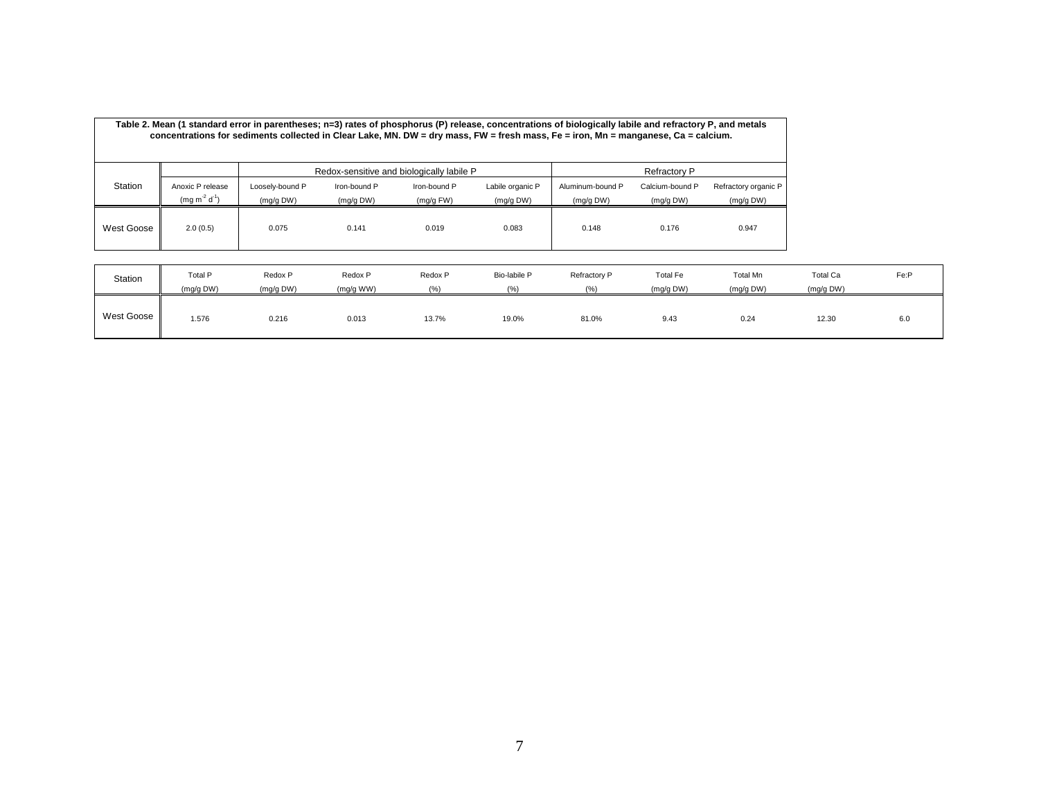**Table 2. Mean (1 standard error in parentheses; n=3) rates of phosphorus (P) release, concentrations of biologically labile and refractory P, and metals concentrations for sediments collected in Clear Lake, MN. DW = dry mass, FW = fresh mass, Fe = iron, Mn = manganese, Ca = calcium.**

| Station | | Redox-sensitive and biologically labile P | | | | Refractory P | | |
|---|---|---|---|---|---|---|---|---|
| | Anoxic P release ($mg\ m^{-2}\ d^{-1}$) | Loosely-bound P (mg/g DW) | Iron-bound P (mg/g DW) | Iron-bound P (mg/g FW) | Labile organic P (mg/g DW) | Aluminum-bound P (mg/g DW) | Calcium-bound P (mg/g DW) | Refractory organic P (mg/g DW) |
| West Goose | 2.0 (0.5) | 0.075 | 0.141 | 0.019 | 0.083 | 0.148 | 0.176 | 0.947 |

| Station | Total P (mg/g DW) | Redox P (mg/g DW) | Redox P (mg/g WW) | Redox P (%) | Bio-labile P (%) | Refractory P (%) | Total Fe (mg/g DW) | Total Mn (mg/g DW) | Total Ca (mg/g DW) | Fe:P |
|---|---|---|---|---|---|---|---|---|---|---|
| West Goose | 1.576 | 0.216 | 0.013 | 13.7% | 19.0% | 81.0% | 9.43 | 0.24 | 12.30 | 6.0 |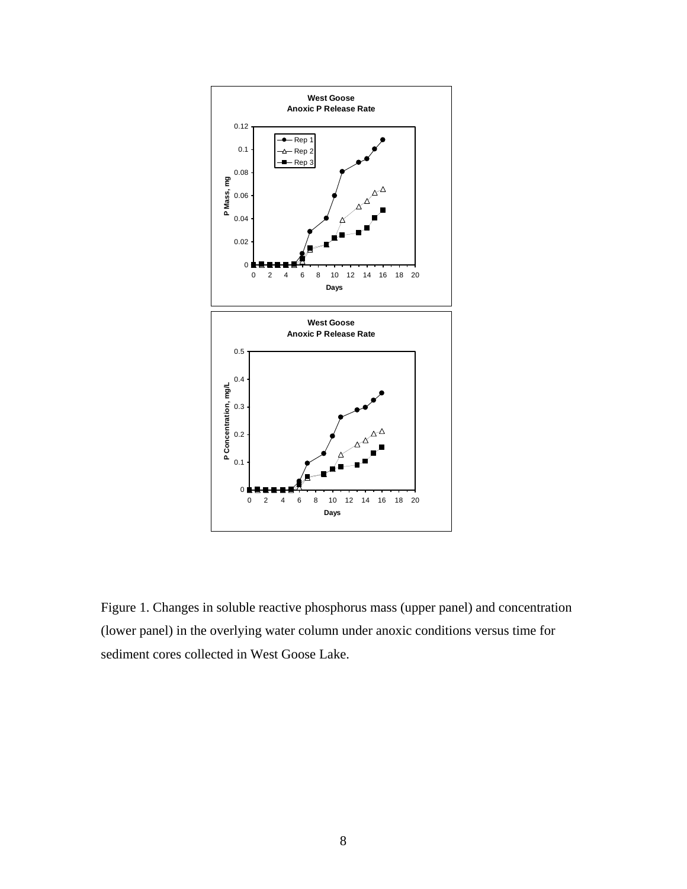Figure 1. Changes in soluble reactive phosphorus mass (upper panel) and concentration (lower panel) in the overlying water column under anoxic conditions versus time for sediment cores collected in West Goose Lake.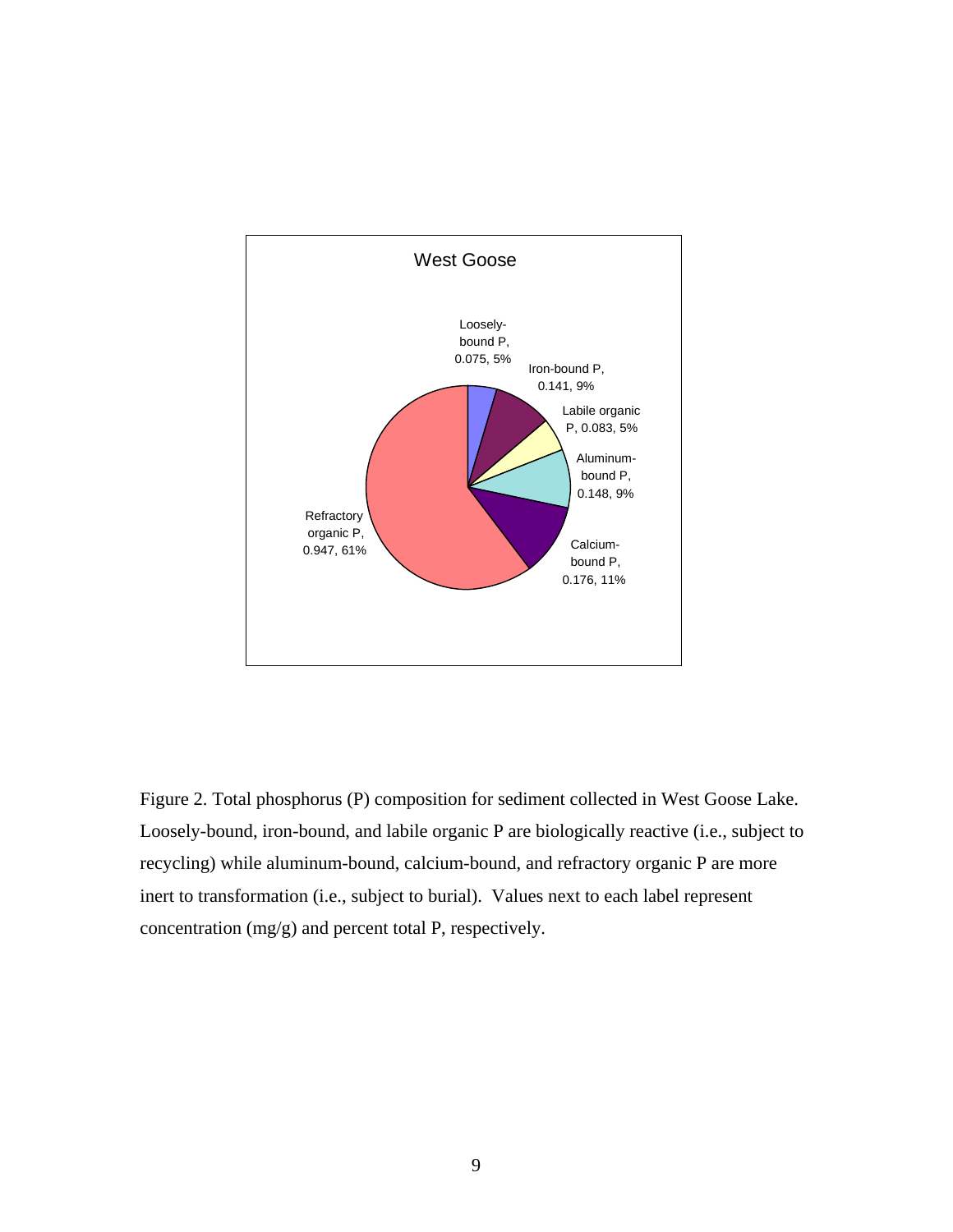West Goose

| Fraction | Concentration (mg/g) | Percent total P |
| --- | --- | --- |
| Loosely-bound P | 0.075 | 5% |
| Iron-bound P | 0.141 | 9% |
| Labile organic P | 0.083 | 5% |
| Aluminum-bound P | 0.148 | 9% |
| Calcium-bound P | 0.176 | 11% |
| Refractory organic P | 0.947 | 61% |

Figure 2. Total phosphorus (P) composition for sediment collected in West Goose Lake. Loosely-bound, iron-bound, and labile organic P are biologically reactive (i.e., subject to recycling) while aluminum-bound, calcium-bound, and refractory organic P are more inert to transformation (i.e., subject to burial). Values next to each label represent concentration (mg/g) and percent total P, respectively.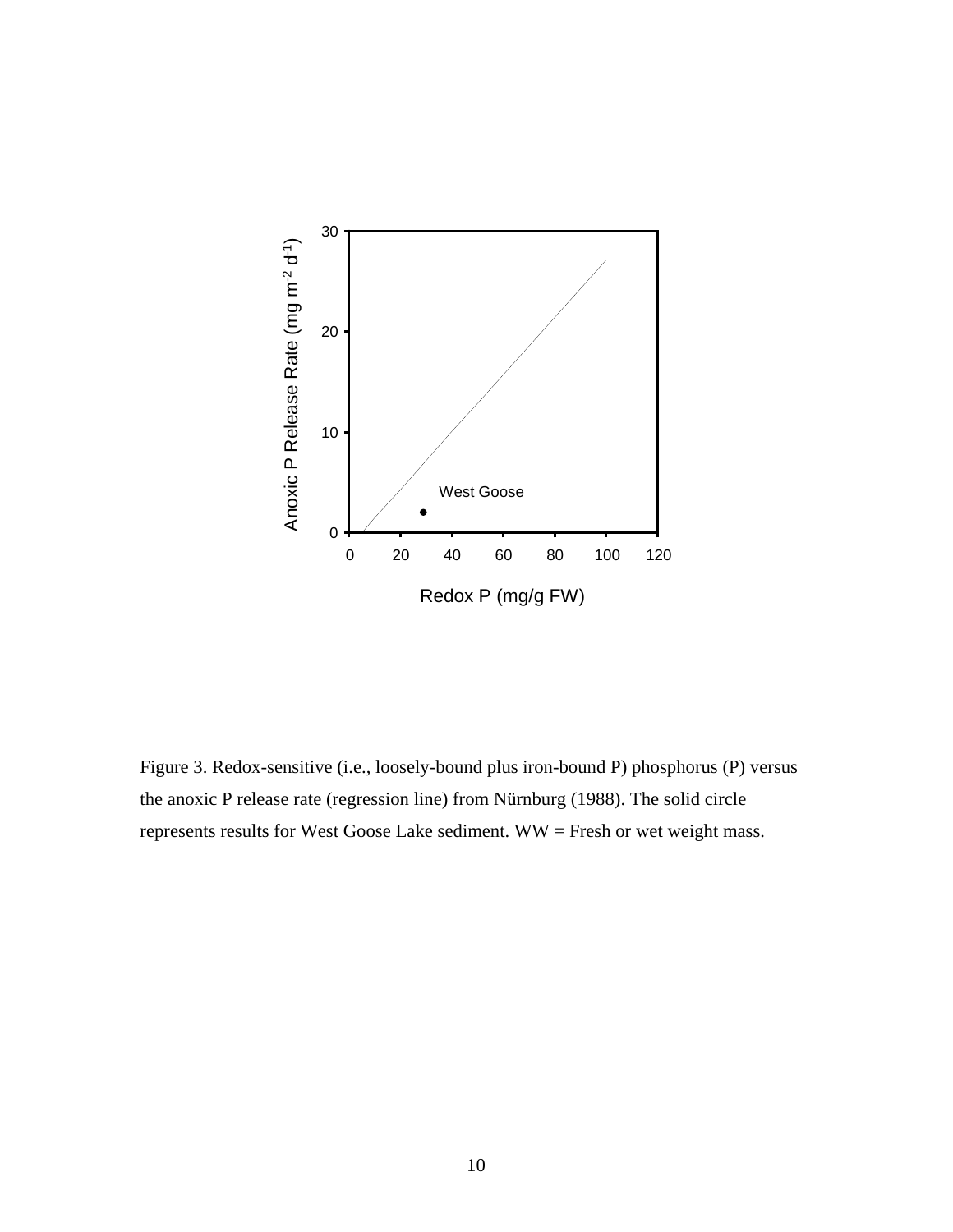30

20

10

0

Anoxic P Release Rate (mg $m^{-2}$ $d^{-1}$)

West Goose

0 20 40 60 80 100 120

Redox P (mg/g FW)

Figure 3. Redox-sensitive (i.e., loosely-bound plus iron-bound P) phosphorus (P) versus the anoxic P release rate (regression line) from Nürnburg (1988). The solid circle represents results for West Goose Lake sediment. WW = Fresh or wet weight mass.